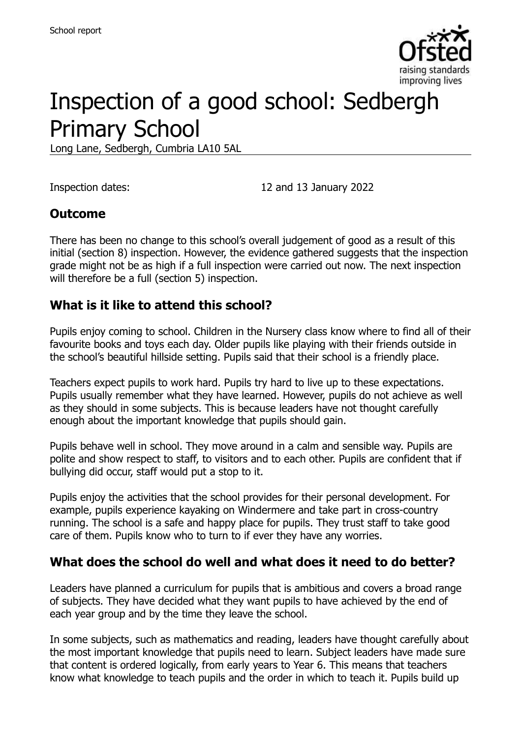# Inspection of a good school: Sedbergh Primary School

Long Lane, Sedbergh, Cumbria LA10 5AL

Inspection dates: 12 and 13 January 2022

## Outcome

There has been no change to this school's overall judgement of good as a result of this initial (section 8) inspection. However, the evidence gathered suggests that the inspection grade might not be as high if a full inspection were carried out now. The next inspection will therefore be a full (section 5) inspection.

## What is it like to attend this school?

Pupils enjoy coming to school. Children in the Nursery class know where to find all of their favourite books and toys each day. Older pupils like playing with their friends outside in the school's beautiful hillside setting. Pupils said that their school is a friendly place.

Teachers expect pupils to work hard. Pupils try hard to live up to these expectations. Pupils usually remember what they have learned. However, pupils do not achieve as well as they should in some subjects. This is because leaders have not thought carefully enough about the important knowledge that pupils should gain.

Pupils behave well in school. They move around in a calm and sensible way. Pupils are polite and show respect to staff, to visitors and to each other. Pupils are confident that if bullying did occur, staff would put a stop to it.

Pupils enjoy the activities that the school provides for their personal development. For example, pupils experience kayaking on Windermere and take part in cross-country running. The school is a safe and happy place for pupils. They trust staff to take good care of them. Pupils know who to turn to if ever they have any worries.

## What does the school do well and what does it need to do better?

Leaders have planned a curriculum for pupils that is ambitious and covers a broad range of subjects. They have decided what they want pupils to have achieved by the end of each year group and by the time they leave the school.

In some subjects, such as mathematics and reading, leaders have thought carefully about the most important knowledge that pupils need to learn. Subject leaders have made sure that content is ordered logically, from early years to Year 6. This means that teachers know what knowledge to teach pupils and the order in which to teach it. Pupils build up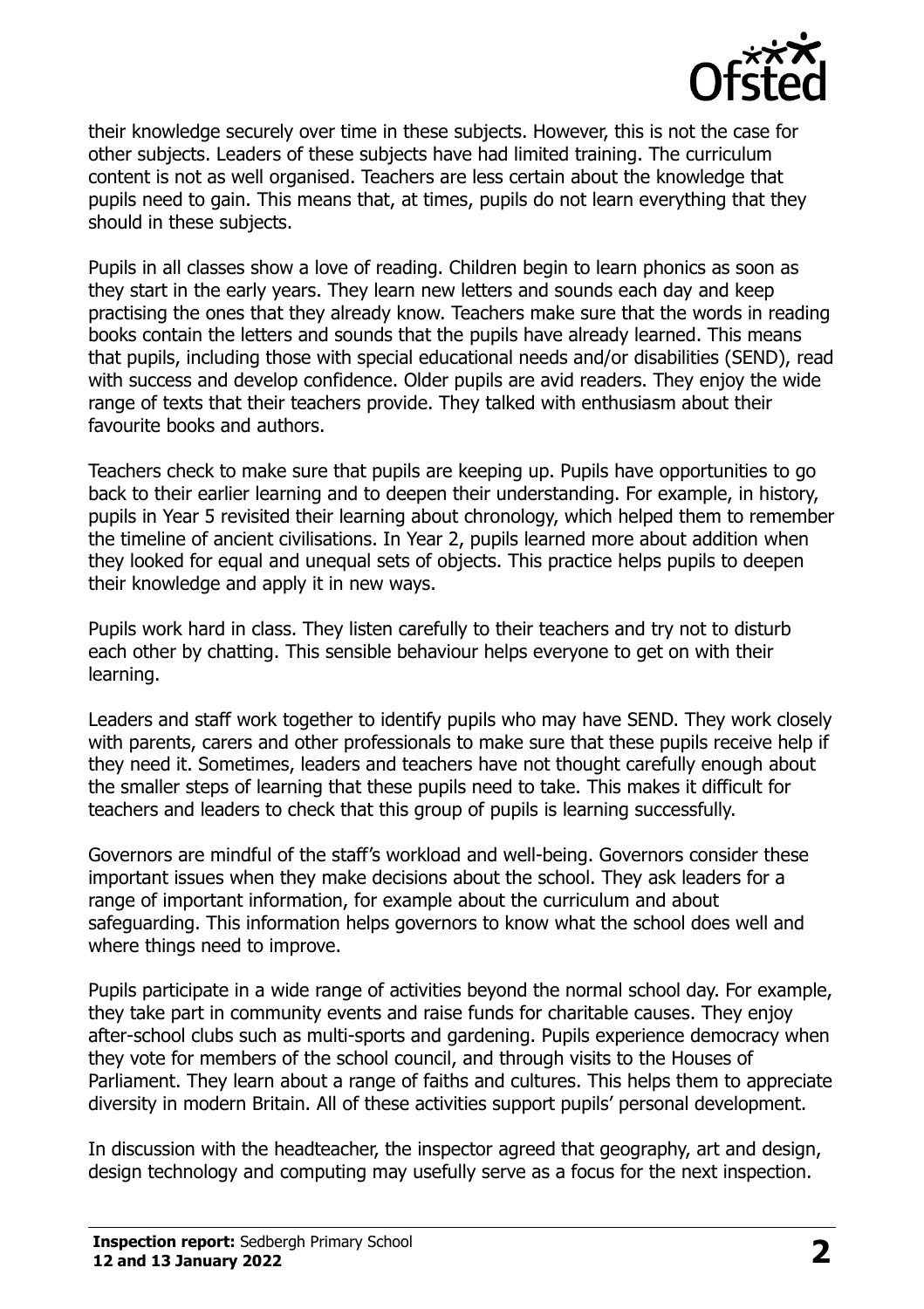their knowledge securely over time in these subjects. However, this is not the case for other subjects. Leaders of these subjects have had limited training. The curriculum content is not as well organised. Teachers are less certain about the knowledge that pupils need to gain. This means that, at times, pupils do not learn everything that they should in these subjects.

Pupils in all classes show a love of reading. Children begin to learn phonics as soon as they start in the early years. They learn new letters and sounds each day and keep practising the ones that they already know. Teachers make sure that the words in reading books contain the letters and sounds that the pupils have already learned. This means that pupils, including those with special educational needs and/or disabilities (SEND), read with success and develop confidence. Older pupils are avid readers. They enjoy the wide range of texts that their teachers provide. They talked with enthusiasm about their favourite books and authors.

Teachers check to make sure that pupils are keeping up. Pupils have opportunities to go back to their earlier learning and to deepen their understanding. For example, in history, pupils in Year 5 revisited their learning about chronology, which helped them to remember the timeline of ancient civilisations. In Year 2, pupils learned more about addition when they looked for equal and unequal sets of objects. This practice helps pupils to deepen their knowledge and apply it in new ways.

Pupils work hard in class. They listen carefully to their teachers and try not to disturb each other by chatting. This sensible behaviour helps everyone to get on with their learning.

Leaders and staff work together to identify pupils who may have SEND. They work closely with parents, carers and other professionals to make sure that these pupils receive help if they need it. Sometimes, leaders and teachers have not thought carefully enough about the smaller steps of learning that these pupils need to take. This makes it difficult for teachers and leaders to check that this group of pupils is learning successfully.

Governors are mindful of the staff's workload and well-being. Governors consider these important issues when they make decisions about the school. They ask leaders for a range of important information, for example about the curriculum and about safeguarding. This information helps governors to know what the school does well and where things need to improve.

Pupils participate in a wide range of activities beyond the normal school day. For example, they take part in community events and raise funds for charitable causes. They enjoy after-school clubs such as multi-sports and gardening. Pupils experience democracy when they vote for members of the school council, and through visits to the Houses of Parliament. They learn about a range of faiths and cultures. This helps them to appreciate diversity in modern Britain. All of these activities support pupils' personal development.

In discussion with the headteacher, the inspector agreed that geography, art and design, design technology and computing may usefully serve as a focus for the next inspection.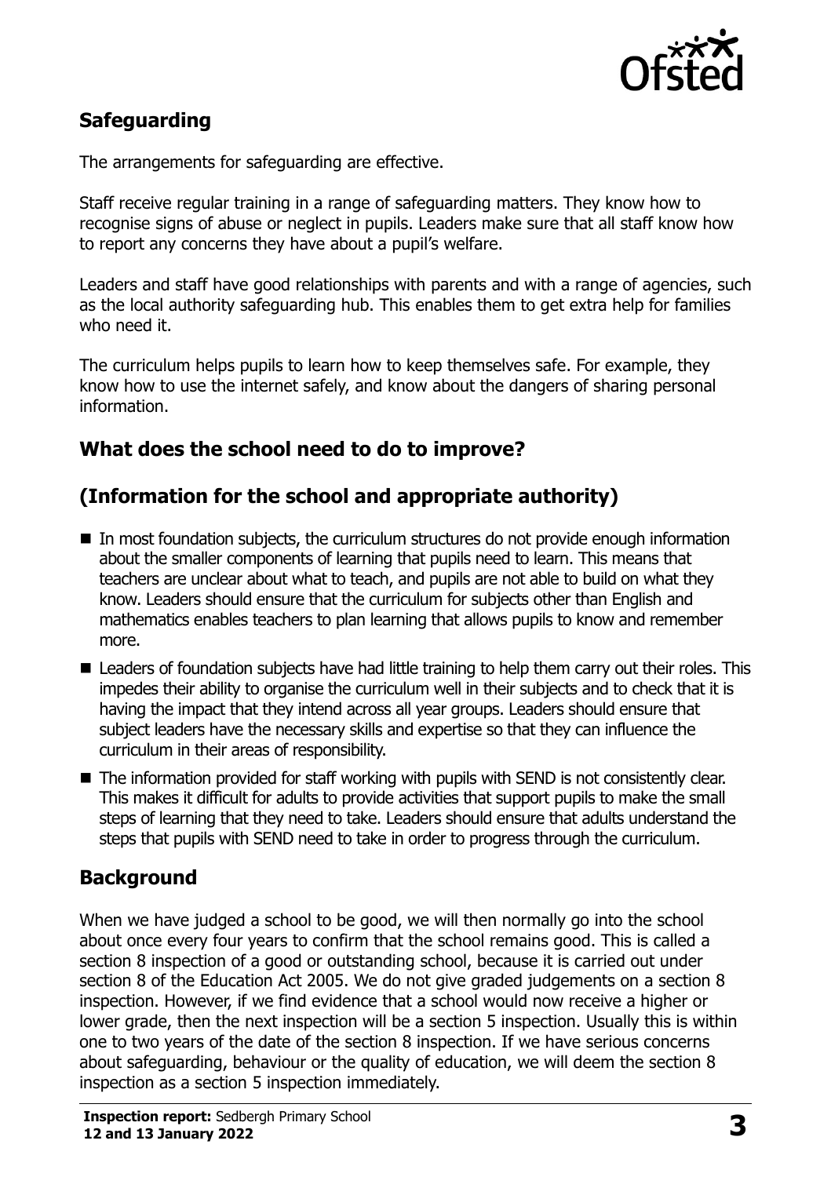## Safeguarding

The arrangements for safeguarding are effective.

Staff receive regular training in a range of safeguarding matters. They know how to recognise signs of abuse or neglect in pupils. Leaders make sure that all staff know how to report any concerns they have about a pupil's welfare.

Leaders and staff have good relationships with parents and with a range of agencies, such as the local authority safeguarding hub. This enables them to get extra help for families who need it.

The curriculum helps pupils to learn how to keep themselves safe. For example, they know how to use the internet safely, and know about the dangers of sharing personal information.

## What does the school need to do to improve?

## (Information for the school and appropriate authority)

- In most foundation subjects, the curriculum structures do not provide enough information about the smaller components of learning that pupils need to learn. This means that teachers are unclear about what to teach, and pupils are not able to build on what they know. Leaders should ensure that the curriculum for subjects other than English and mathematics enables teachers to plan learning that allows pupils to know and remember more.
- Leaders of foundation subjects have had little training to help them carry out their roles. This impedes their ability to organise the curriculum well in their subjects and to check that it is having the impact that they intend across all year groups. Leaders should ensure that subject leaders have the necessary skills and expertise so that they can influence the curriculum in their areas of responsibility.
- The information provided for staff working with pupils with SEND is not consistently clear. This makes it difficult for adults to provide activities that support pupils to make the small steps of learning that they need to take. Leaders should ensure that adults understand the steps that pupils with SEND need to take in order to progress through the curriculum.

## Background

When we have judged a school to be good, we will then normally go into the school about once every four years to confirm that the school remains good. This is called a section 8 inspection of a good or outstanding school, because it is carried out under section 8 of the Education Act 2005. We do not give graded judgements on a section 8 inspection. However, if we find evidence that a school would now receive a higher or lower grade, then the next inspection will be a section 5 inspection. Usually this is within one to two years of the date of the section 8 inspection. If we have serious concerns about safeguarding, behaviour or the quality of education, we will deem the section 8 inspection as a section 5 inspection immediately.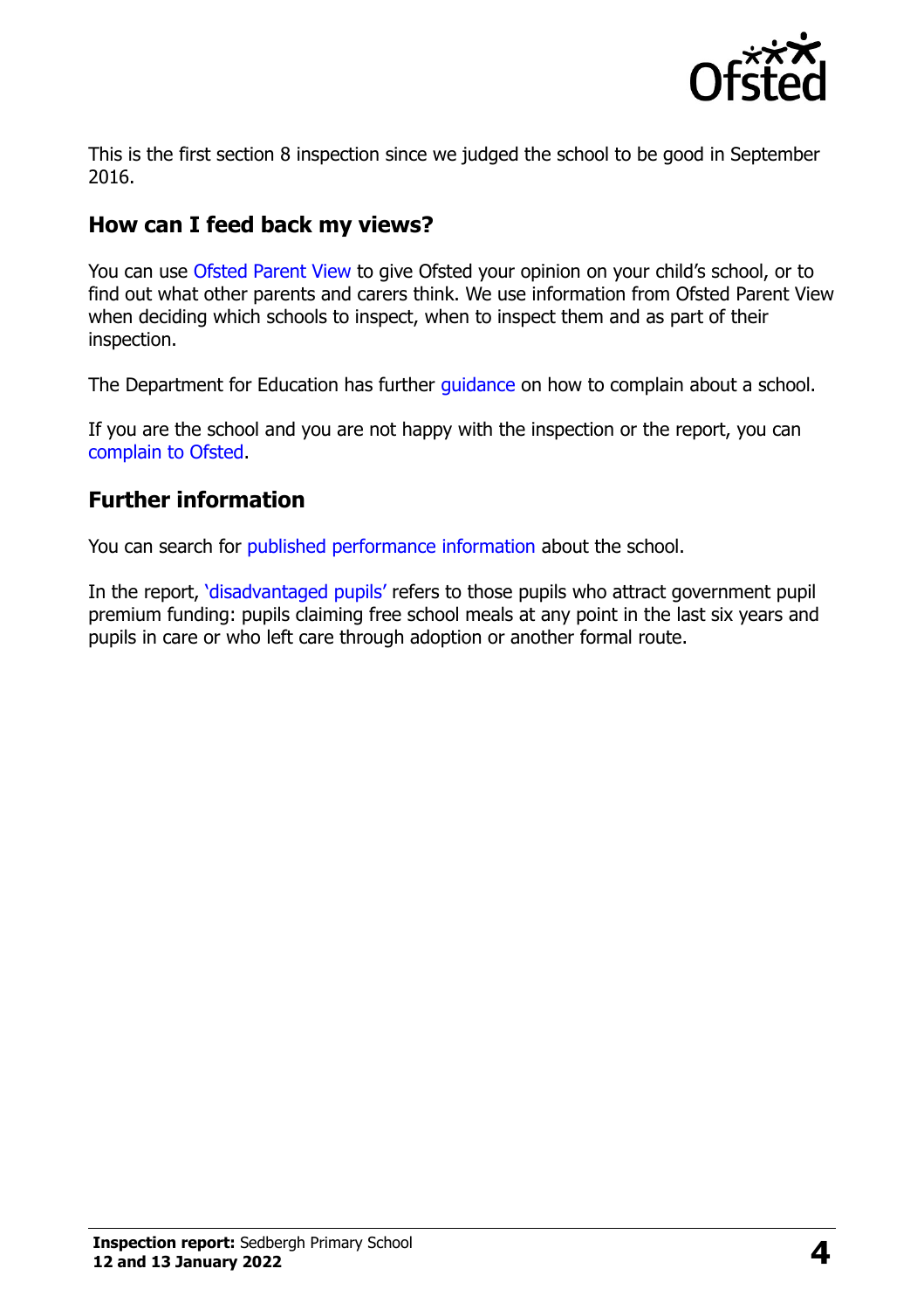This is the first section 8 inspection since we judged the school to be good in September 2016.

## How can I feed back my views?

You can use Ofsted Parent View to give Ofsted your opinion on your child's school, or to find out what other parents and carers think. We use information from Ofsted Parent View when deciding which schools to inspect, when to inspect them and as part of their inspection.

The Department for Education has further guidance on how to complain about a school.

If you are the school and you are not happy with the inspection or the report, you can complain to Ofsted.

## Further information

You can search for published performance information about the school.

In the report, 'disadvantaged pupils' refers to those pupils who attract government pupil premium funding: pupils claiming free school meals at any point in the last six years and pupils in care or who left care through adoption or another formal route.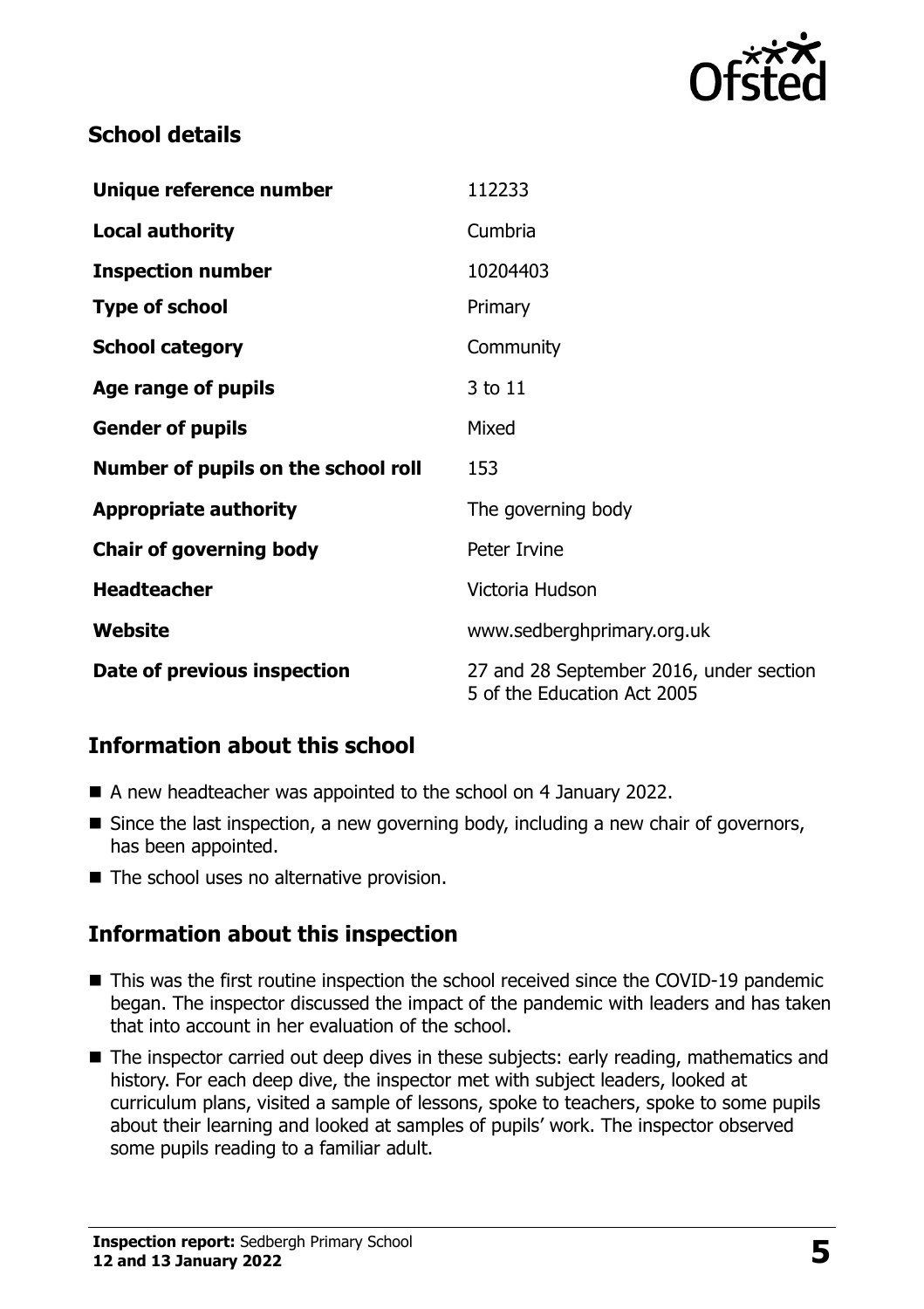## School details

| | |
|---|---|
| **Unique reference number** | 112233 |
| **Local authority** | Cumbria |
| **Inspection number** | 10204403 |
| **Type of school** | Primary |
| **School category** | Community |
| **Age range of pupils** | 3 to 11 |
| **Gender of pupils** | Mixed |
| **Number of pupils on the school roll** | 153 |
| **Appropriate authority** | The governing body |
| **Chair of governing body** | Peter Irvine |
| **Headteacher** | Victoria Hudson |
| **Website** | www.sedberghprimary.org.uk |
| **Date of previous inspection** | 27 and 28 September 2016, under section 5 of the Education Act 2005 |

## Information about this school

- A new headteacher was appointed to the school on 4 January 2022.
- Since the last inspection, a new governing body, including a new chair of governors, has been appointed.
- The school uses no alternative provision.

## Information about this inspection

- This was the first routine inspection the school received since the COVID-19 pandemic began. The inspector discussed the impact of the pandemic with leaders and has taken that into account in her evaluation of the school.
- The inspector carried out deep dives in these subjects: early reading, mathematics and history. For each deep dive, the inspector met with subject leaders, looked at curriculum plans, visited a sample of lessons, spoke to teachers, spoke to some pupils about their learning and looked at samples of pupils' work. The inspector observed some pupils reading to a familiar adult.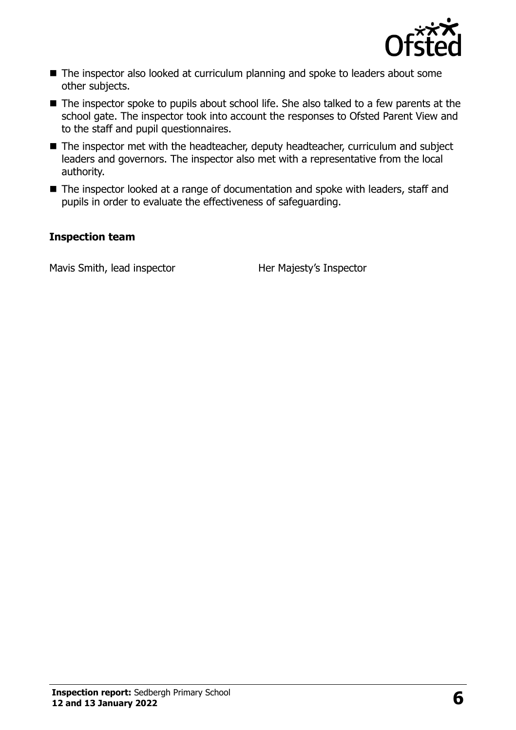- The inspector also looked at curriculum planning and spoke to leaders about some other subjects.
- The inspector spoke to pupils about school life. She also talked to a few parents at the school gate. The inspector took into account the responses to Ofsted Parent View and to the staff and pupil questionnaires.
- The inspector met with the headteacher, deputy headteacher, curriculum and subject leaders and governors. The inspector also met with a representative from the local authority.
- The inspector looked at a range of documentation and spoke with leaders, staff and pupils in order to evaluate the effectiveness of safeguarding.

### Inspection team

| | |
|---|---|
| Mavis Smith, lead inspector | Her Majesty's Inspector |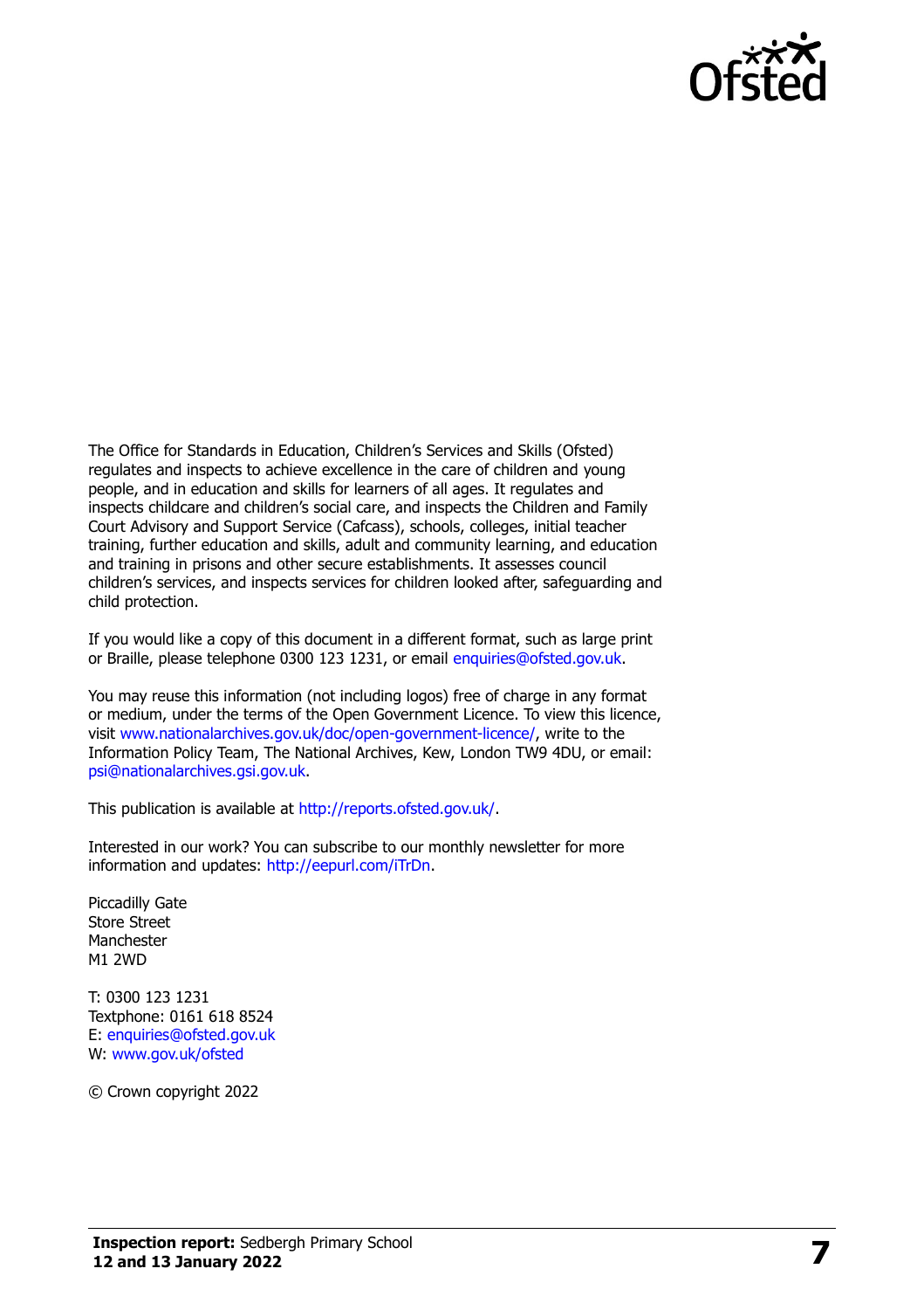The Office for Standards in Education, Children's Services and Skills (Ofsted) regulates and inspects to achieve excellence in the care of children and young people, and in education and skills for learners of all ages. It regulates and inspects childcare and children's social care, and inspects the Children and Family Court Advisory and Support Service (Cafcass), schools, colleges, initial teacher training, further education and skills, adult and community learning, and education and training in prisons and other secure establishments. It assesses council children's services, and inspects services for children looked after, safeguarding and child protection.

If you would like a copy of this document in a different format, such as large print or Braille, please telephone 0300 123 1231, or email enquiries@ofsted.gov.uk.

You may reuse this information (not including logos) free of charge in any format or medium, under the terms of the Open Government Licence. To view this licence, visit www.nationalarchives.gov.uk/doc/open-government-licence/, write to the Information Policy Team, The National Archives, Kew, London TW9 4DU, or email: psi@nationalarchives.gsi.gov.uk.

This publication is available at http://reports.ofsted.gov.uk/.

Interested in our work? You can subscribe to our monthly newsletter for more information and updates: http://eepurl.com/iTrDn.

Piccadilly Gate
Store Street
Manchester
M1 2WD

T: 0300 123 1231
Textphone: 0161 618 8524
E: enquiries@ofsted.gov.uk
W: www.gov.uk/ofsted

© Crown copyright 2022